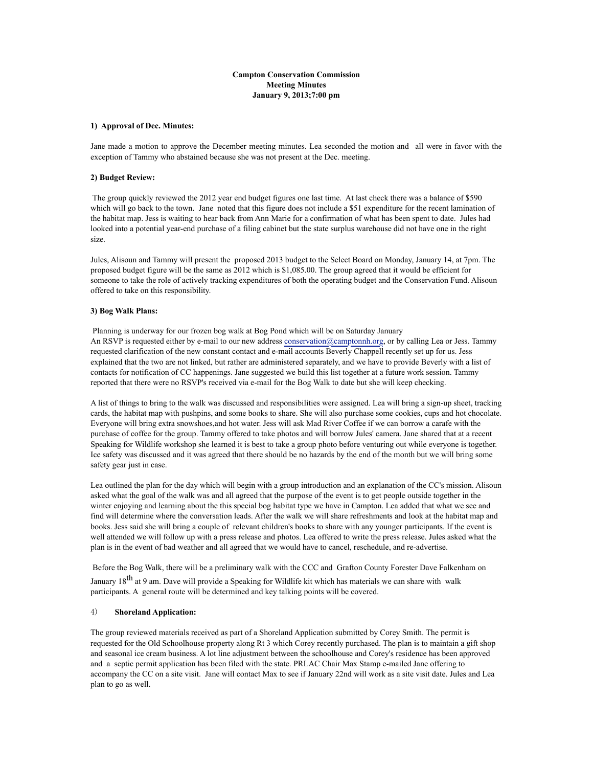**Campton Conservation Commission**
**Meeting Minutes**
**January 9, 2013;7:00 pm**

**1) Approval of Dec. Minutes:**

Jane made a motion to approve the December meeting minutes. Lea seconded the motion and all were in favor with the exception of Tammy who abstained because she was not present at the Dec. meeting.

**2) Budget Review:**

The group quickly reviewed the 2012 year end budget figures one last time. At last check there was a balance of $590 which will go back to the town. Jane noted that this figure does not include a $51 expenditure for the recent lamination of the habitat map. Jess is waiting to hear back from Ann Marie for a confirmation of what has been spent to date. Jules had looked into a potential year-end purchase of a filing cabinet but the state surplus warehouse did not have one in the right size.

Jules, Alisoun and Tammy will present the proposed 2013 budget to the Select Board on Monday, January 14, at 7pm. The proposed budget figure will be the same as 2012 which is $1,085.00. The group agreed that it would be efficient for someone to take the role of actively tracking expenditures of both the operating budget and the Conservation Fund. Alisoun offered to take on this responsibility.

**3) Bog Walk Plans:**

Planning is underway for our frozen bog walk at Bog Pond which will be on Saturday January
An RSVP is requested either by e-mail to our new address conservation@camptonnh.org, or by calling Lea or Jess. Tammy requested clarification of the new constant contact and e-mail accounts Beverly Chappell recently set up for us. Jess explained that the two are not linked, but rather are administered separately, and we have to provide Beverly with a list of contacts for notification of CC happenings. Jane suggested we build this list together at a future work session. Tammy reported that there were no RSVP's received via e-mail for the Bog Walk to date but she will keep checking.

A list of things to bring to the walk was discussed and responsibilities were assigned. Lea will bring a sign-up sheet, tracking cards, the habitat map with pushpins, and some books to share. She will also purchase some cookies, cups and hot chocolate. Everyone will bring extra snowshoes,and hot water. Jess will ask Mad River Coffee if we can borrow a carafe with the purchase of coffee for the group. Tammy offered to take photos and will borrow Jules' camera. Jane shared that at a recent Speaking for Wildlife workshop she learned it is best to take a group photo before venturing out while everyone is together. Ice safety was discussed and it was agreed that there should be no hazards by the end of the month but we will bring some safety gear just in case.

Lea outlined the plan for the day which will begin with a group introduction and an explanation of the CC's mission. Alisoun asked what the goal of the walk was and all agreed that the purpose of the event is to get people outside together in the winter enjoying and learning about the this special bog habitat type we have in Campton. Lea added that what we see and find will determine where the conversation leads. After the walk we will share refreshments and look at the habitat map and books. Jess said she will bring a couple of relevant children's books to share with any younger participants. If the event is well attended we will follow up with a press release and photos. Lea offered to write the press release. Jules asked what the plan is in the event of bad weather and all agreed that we would have to cancel, reschedule, and re-advertise.

Before the Bog Walk, there will be a preliminary walk with the CCC and Grafton County Forester Dave Falkenham on January 18th at 9 am. Dave will provide a Speaking for Wildlife kit which has materials we can share with walk participants. A general route will be determined and key talking points will be covered.

**4) Shoreland Application:**

The group reviewed materials received as part of a Shoreland Application submitted by Corey Smith. The permit is requested for the Old Schoolhouse property along Rt 3 which Corey recently purchased. The plan is to maintain a gift shop and seasonal ice cream business. A lot line adjustment between the schoolhouse and Corey's residence has been approved and a septic permit application has been filed with the state. PRLAC Chair Max Stamp e-mailed Jane offering to accompany the CC on a site visit. Jane will contact Max to see if January 22nd will work as a site visit date. Jules and Lea plan to go as well.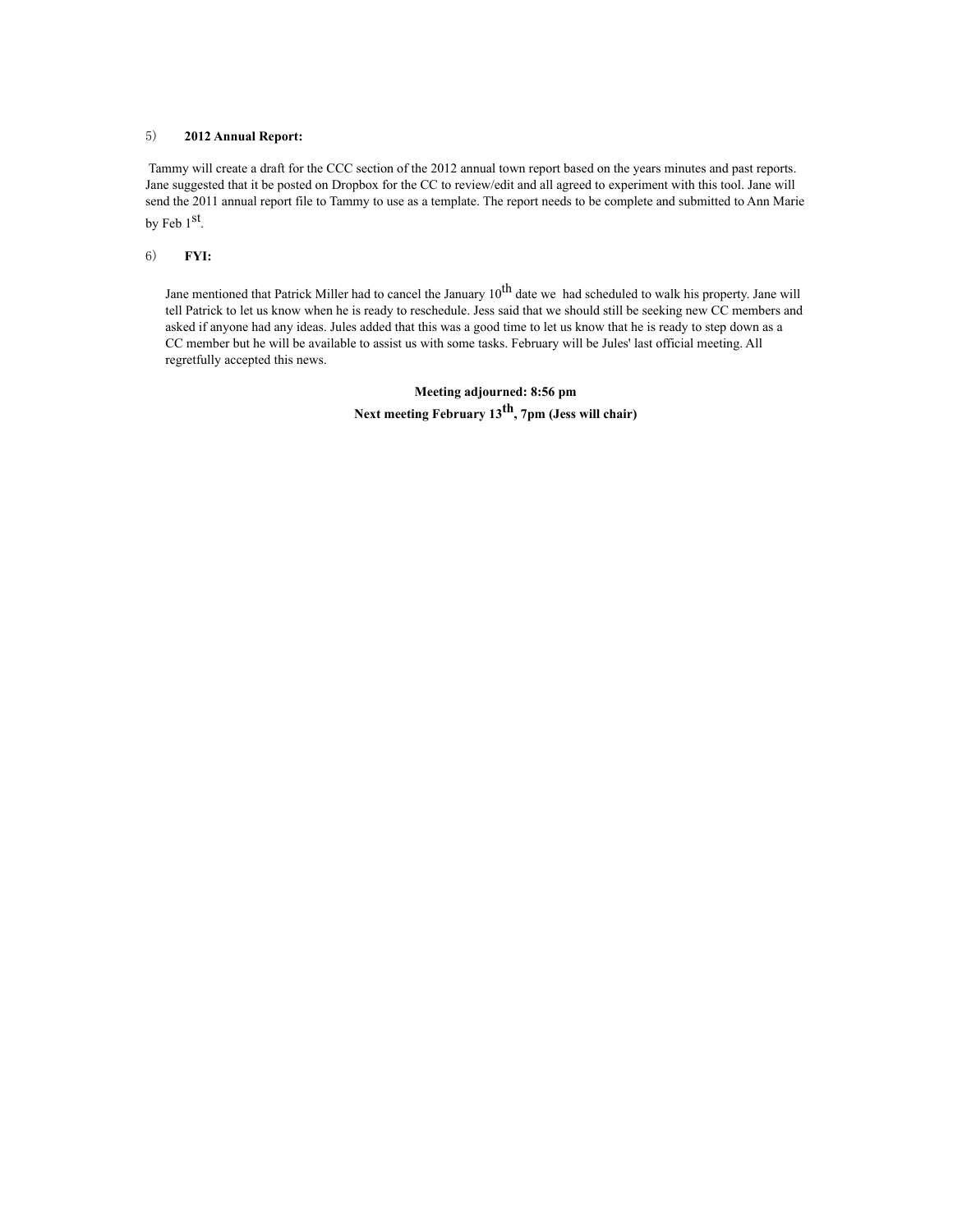5) **2012 Annual Report:**

Tammy will create a draft for the CCC section of the 2012 annual town report based on the years minutes and past reports. Jane suggested that it be posted on Dropbox for the CC to review/edit and all agreed to experiment with this tool. Jane will send the 2011 annual report file to Tammy to use as a template. The report needs to be complete and submitted to Ann Marie by Feb 1st.

6) **FYI:**

Jane mentioned that Patrick Miller had to cancel the January 10th date we had scheduled to walk his property. Jane will tell Patrick to let us know when he is ready to reschedule. Jess said that we should still be seeking new CC members and asked if anyone had any ideas. Jules added that this was a good time to let us know that he is ready to step down as a CC member but he will be available to assist us with some tasks. February will be Jules' last official meeting. All regretfully accepted this news.

**Meeting adjourned: 8:56 pm**

**Next meeting February 13th, 7pm (Jess will chair)**